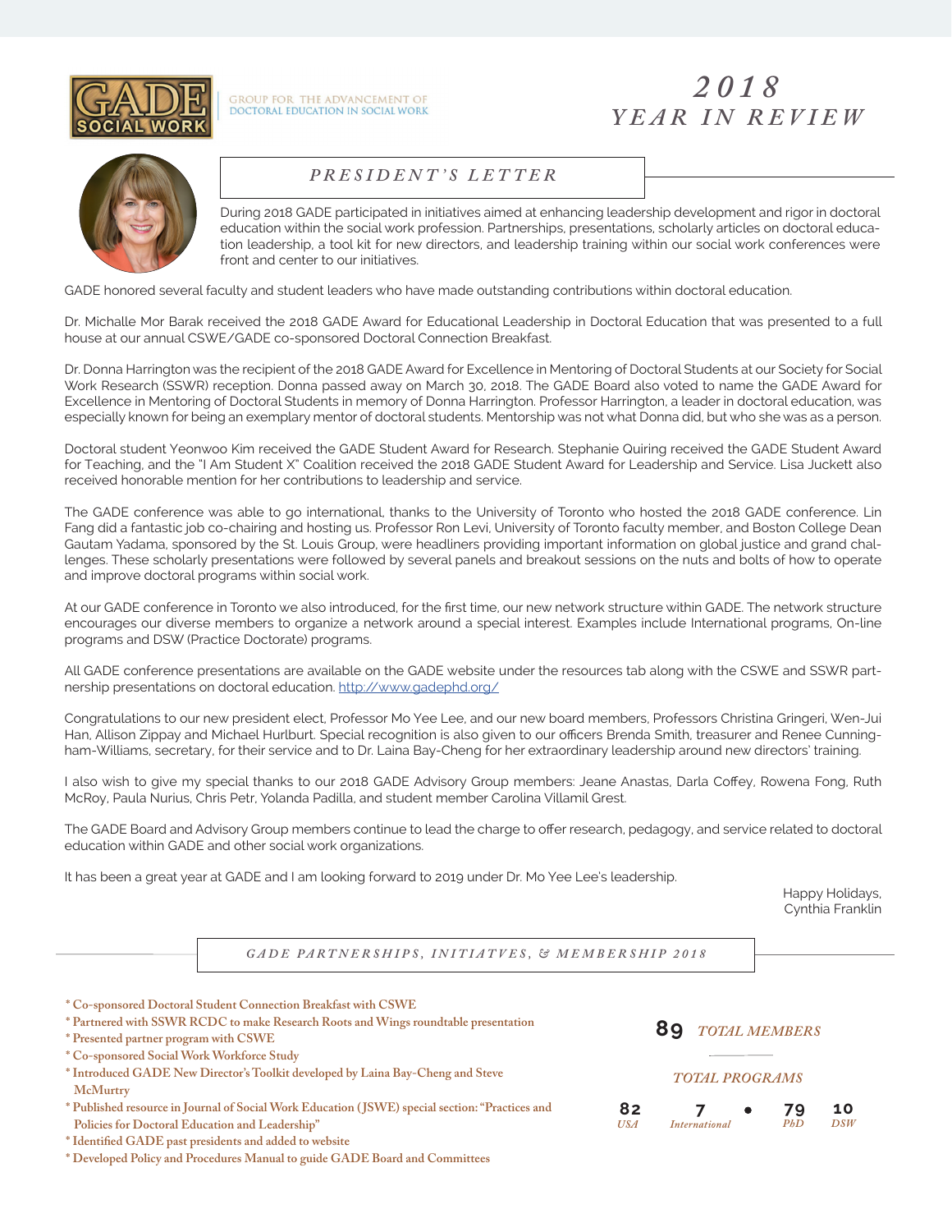GADE SOCIAL WORK

GROUP FOR THE ADVANCEMENT OF DOCTORAL EDUCATION IN SOCIAL WORK

# *2018 YEAR IN REVIEW*

## *PRESIDENT'S LETTER*

During 2018 GADE participated in initiatives aimed at enhancing leadership development and rigor in doctoral education within the social work profession. Partnerships, presentations, scholarly articles on doctoral education leadership, a tool kit for new directors, and leadership training within our social work conferences were front and center to our initiatives.

GADE honored several faculty and student leaders who have made outstanding contributions within doctoral education.

Dr. Michalle Mor Barak received the 2018 GADE Award for Educational Leadership in Doctoral Education that was presented to a full house at our annual CSWE/GADE co-sponsored Doctoral Connection Breakfast.

Dr. Donna Harrington was the recipient of the 2018 GADE Award for Excellence in Mentoring of Doctoral Students at our Society for Social Work Research (SSWR) reception. Donna passed away on March 30, 2018. The GADE Board also voted to name the GADE Award for Excellence in Mentoring of Doctoral Students in memory of Donna Harrington. Professor Harrington, a leader in doctoral education, was especially known for being an exemplary mentor of doctoral students. Mentorship was not what Donna did, but who she was as a person.

Doctoral student Yeonwoo Kim received the GADE Student Award for Research. Stephanie Quiring received the GADE Student Award for Teaching, and the "I Am Student X" Coalition received the 2018 GADE Student Award for Leadership and Service. Lisa Juckett also received honorable mention for her contributions to leadership and service.

The GADE conference was able to go international, thanks to the University of Toronto who hosted the 2018 GADE conference. Lin Fang did a fantastic job co-chairing and hosting us. Professor Ron Levi, University of Toronto faculty member, and Boston College Dean Gautam Yadama, sponsored by the St. Louis Group, were headliners providing important information on global justice and grand challenges. These scholarly presentations were followed by several panels and breakout sessions on the nuts and bolts of how to operate and improve doctoral programs within social work.

At our GADE conference in Toronto we also introduced, for the first time, our new network structure within GADE. The network structure encourages our diverse members to organize a network around a special interest. Examples include International programs, On-line programs and DSW (Practice Doctorate) programs.

All GADE conference presentations are available on the GADE website under the resources tab along with the CSWE and SSWR partnership presentations on doctoral education. http://www.gadephd.org/

Congratulations to our new president elect, Professor Mo Yee Lee, and our new board members, Professors Christina Gringeri, Wen-Jui Han, Allison Zippay and Michael Hurlburt. Special recognition is also given to our officers Brenda Smith, treasurer and Renee Cunningham-Williams, secretary, for their service and to Dr. Laina Bay-Cheng for her extraordinary leadership around new directors' training.

I also wish to give my special thanks to our 2018 GADE Advisory Group members: Jeane Anastas, Darla Coffey, Rowena Fong, Ruth McRoy, Paula Nurius, Chris Petr, Yolanda Padilla, and student member Carolina Villamil Grest.

The GADE Board and Advisory Group members continue to lead the charge to offer research, pedagogy, and service related to doctoral education within GADE and other social work organizations.

It has been a great year at GADE and I am looking forward to 2019 under Dr. Mo Yee Lee's leadership.

Happy Holidays,
Cynthia Franklin

## *GADE PARTNERSHIPS, INITIATVES, & MEMBERSHIP 2018*

* Co-sponsored Doctoral Student Connection Breakfast with CSWE
* Partnered with SSWR RCDC to make Research Roots and Wings roundtable presentation
* Presented partner program with CSWE
* Co-sponsored Social Work Workforce Study
* Introduced GADE New Director's Toolkit developed by Laina Bay-Cheng and Steve McMurtry
* Published resource in Journal of Social Work Education (JSWE) special section: "Practices and Policies for Doctoral Education and Leadership"
* Identified GADE past presidents and added to website
* Developed Policy and Procedures Manual to guide GADE Board and Committees

**89** *TOTAL MEMBERS*

*TOTAL PROGRAMS*

**82** *USA* | **7** *International* • **79** *PhD* | **10** *DSW*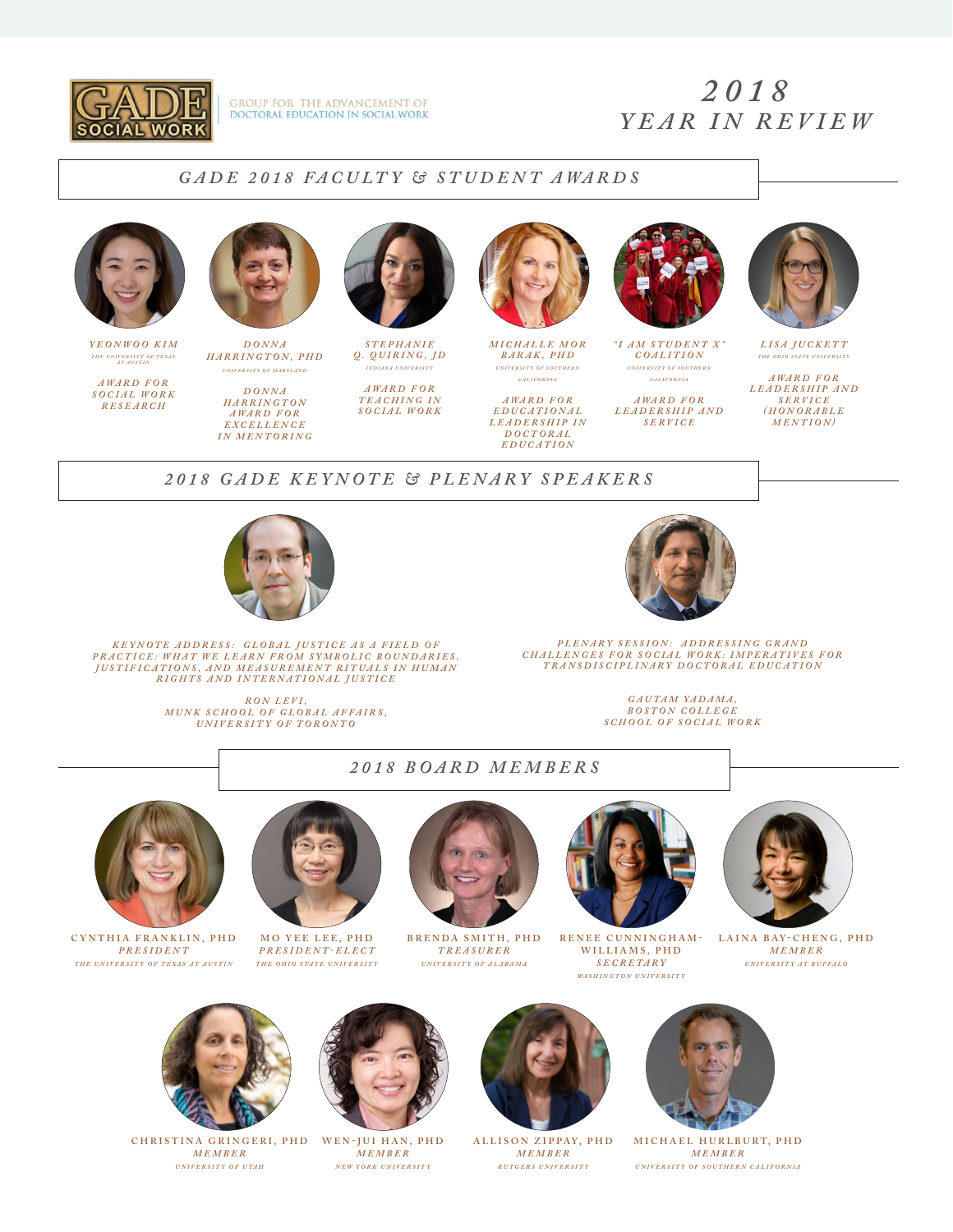GADE SOCIAL WORK

GROUP FOR THE ADVANCEMENT OF DOCTORAL EDUCATION IN SOCIAL WORK

# 2018 YEAR IN REVIEW

## GADE 2018 FACULTY & STUDENT AWARDS

**YEONWOO KIM**
*The University of Texas at Austin*
AWARD FOR SOCIAL WORK RESEARCH

**DONNA HARRINGTON, PHD**
*University of Maryland*
DONNA HARRINGTON AWARD FOR EXCELLENCE IN MENTORING

**STEPHANIE Q. QUIRING, JD**
*Indiana University*
AWARD FOR TEACHING IN SOCIAL WORK

**MICHALLE MOR BARAK, PHD**
*University of Southern California*
AWARD FOR EDUCATIONAL LEADERSHIP IN DOCTORAL EDUCATION

**"I AM STUDENT X" COALITION**
*University of Southern California*
AWARD FOR LEADERSHIP AND SERVICE

**LISA JUCKETT**
*The Ohio State University*
AWARD FOR LEADERSHIP AND SERVICE (HONORABLE MENTION)

## 2018 GADE KEYNOTE & PLENARY SPEAKERS

KEYNOTE ADDRESS: GLOBAL JUSTICE AS A FIELD OF PRACTICE: WHAT WE LEARN FROM SYMBOLIC BOUNDARIES, JUSTIFICATIONS, AND MEASUREMENT RITUALS IN HUMAN RIGHTS AND INTERNATIONAL JUSTICE

RON LEVI,
MUNK SCHOOL OF GLOBAL AFFAIRS,
UNIVERSITY OF TORONTO

PLENARY SESSION: ADDRESSING GRAND CHALLENGES FOR SOCIAL WORK: IMPERATIVES FOR TRANSDISCIPLINARY DOCTORAL EDUCATION

GAUTAM YADAMA,
BOSTON COLLEGE
SCHOOL OF SOCIAL WORK

## 2018 BOARD MEMBERS

**CYNTHIA FRANKLIN, PHD**
*PRESIDENT*
*The University of Texas at Austin*

**MO YEE LEE, PHD**
*PRESIDENT-ELECT*
*The Ohio State University*

**BRENDA SMITH, PHD**
*TREASURER*
*University of Alabama*

**RENEE CUNNINGHAM-WILLIAMS, PHD**
*SECRETARY*
*Washington University*

**LAINA BAY-CHENG, PHD**
*MEMBER*
*University at Buffalo*

**CHRISTINA GRINGERI, PHD**
*MEMBER*
*University of Utah*

**WEN-JUI HAN, PHD**
*MEMBER*
*New York University*

**ALLISON ZIPPAY, PHD**
*MEMBER*
*Rutgers University*

**MICHAEL HURLBURT, PHD**
*MEMBER*
*University of Southern California*